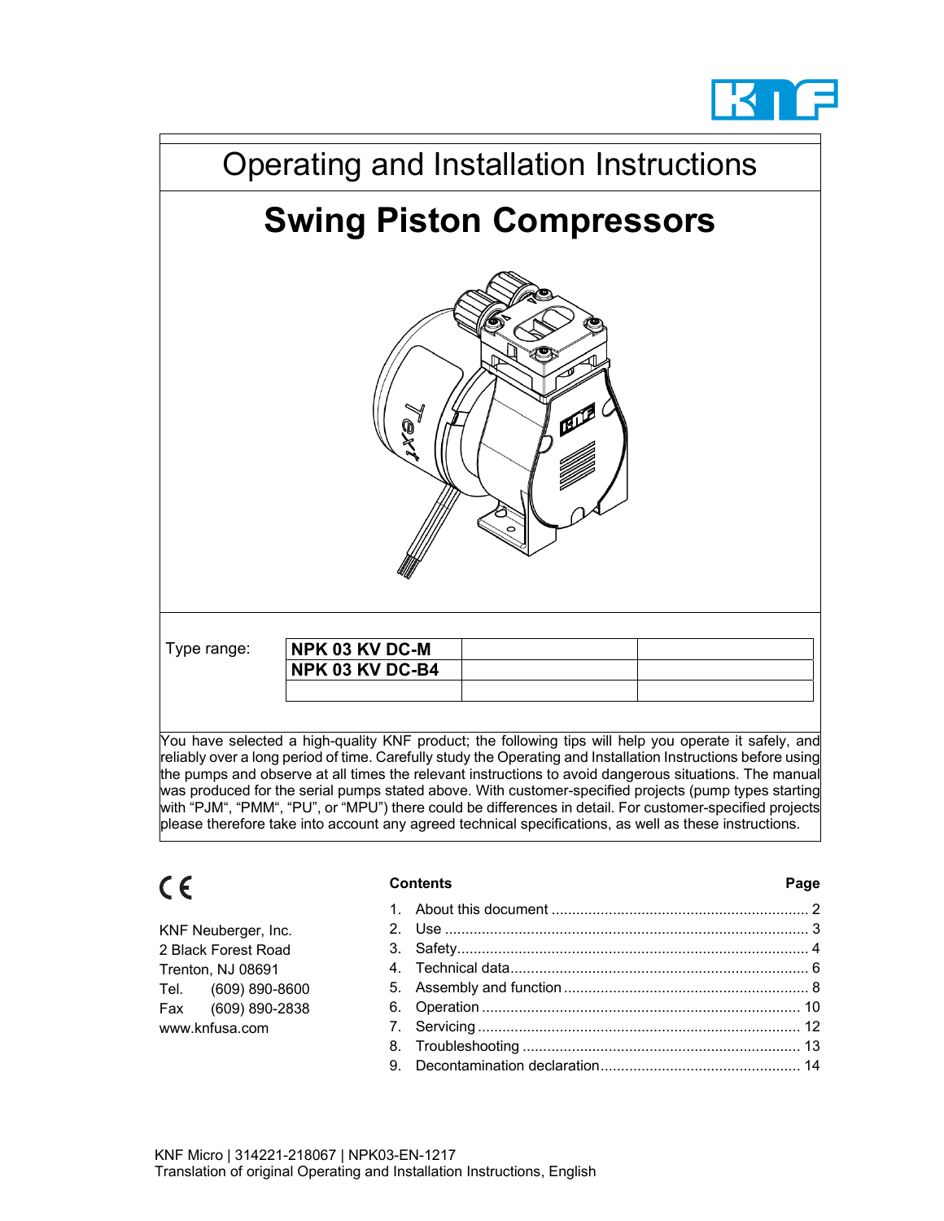# Operating and Installation Instructions

## Swing Piston Compressors

Type range:

| NPK 03 KV DC-M | | |
|---|---|---|
| NPK 03 KV DC-B4 | | |
| | | |

You have selected a high-quality KNF product; the following tips will help you operate it safely, and reliably over a long period of time. Carefully study the Operating and Installation Instructions before using the pumps and observe at all times the relevant instructions to avoid dangerous situations. The manual was produced for the serial pumps stated above. With customer-specified projects (pump types starting with "PJM", "PMM", "PU", or "MPU") there could be differences in detail. For customer-specified projects please therefore take into account any agreed technical specifications, as well as these instructions.

CE

KNF Neuberger, Inc.
2 Black Forest Road
Trenton, NJ 08691
Tel. (609) 890-8600
Fax (609) 890-2838
www.knfusa.com

| Contents | Page |
|---|---|
| 1. About this document | 2 |
| 2. Use | 3 |
| 3. Safety | 4 |
| 4. Technical data | 6 |
| 5. Assembly and function | 8 |
| 6. Operation | 10 |
| 7. Servicing | 12 |
| 8. Troubleshooting | 13 |
| 9. Decontamination declaration | 14 |

KNF Micro | 314221-218067 | NPK03-EN-1217
Translation of original Operating and Installation Instructions, English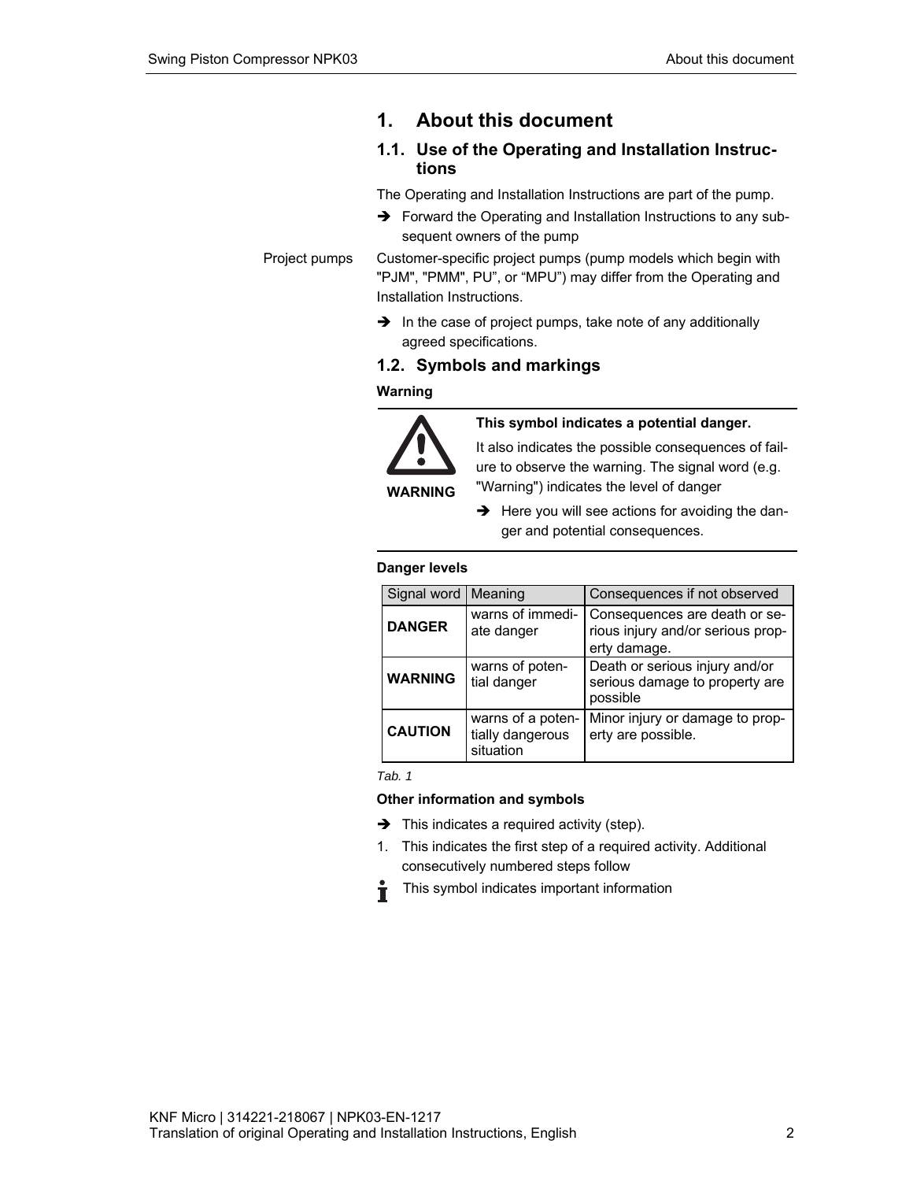# 1. About this document

## 1.1. Use of the Operating and Installation Instructions

The Operating and Installation Instructions are part of the pump.

➔ Forward the Operating and Installation Instructions to any subsequent owners of the pump

Project pumps

Customer-specific project pumps (pump models which begin with "PJM", "PMM", PU", or "MPU") may differ from the Operating and Installation Instructions.

➔ In the case of project pumps, take note of any additionally agreed specifications.

## 1.2. Symbols and markings

**Warning**

**WARNING**

**This symbol indicates a potential danger.**

It also indicates the possible consequences of failure to observe the warning. The signal word (e.g. "Warning") indicates the level of danger

➔ Here you will see actions for avoiding the danger and potential consequences.

**Danger levels**

| Signal word | Meaning | Consequences if not observed |
|---|---|---|
| **DANGER** | warns of immediate danger | Consequences are death or serious injury and/or serious property damage. |
| **WARNING** | warns of potential danger | Death or serious injury and/or serious damage to property are possible |
| **CAUTION** | warns of a potentially dangerous situation | Minor injury or damage to property are possible. |

*Tab. 1*

**Other information and symbols**

➔ This indicates a required activity (step).

1. This indicates the first step of a required activity. Additional consecutively numbered steps follow

This symbol indicates important information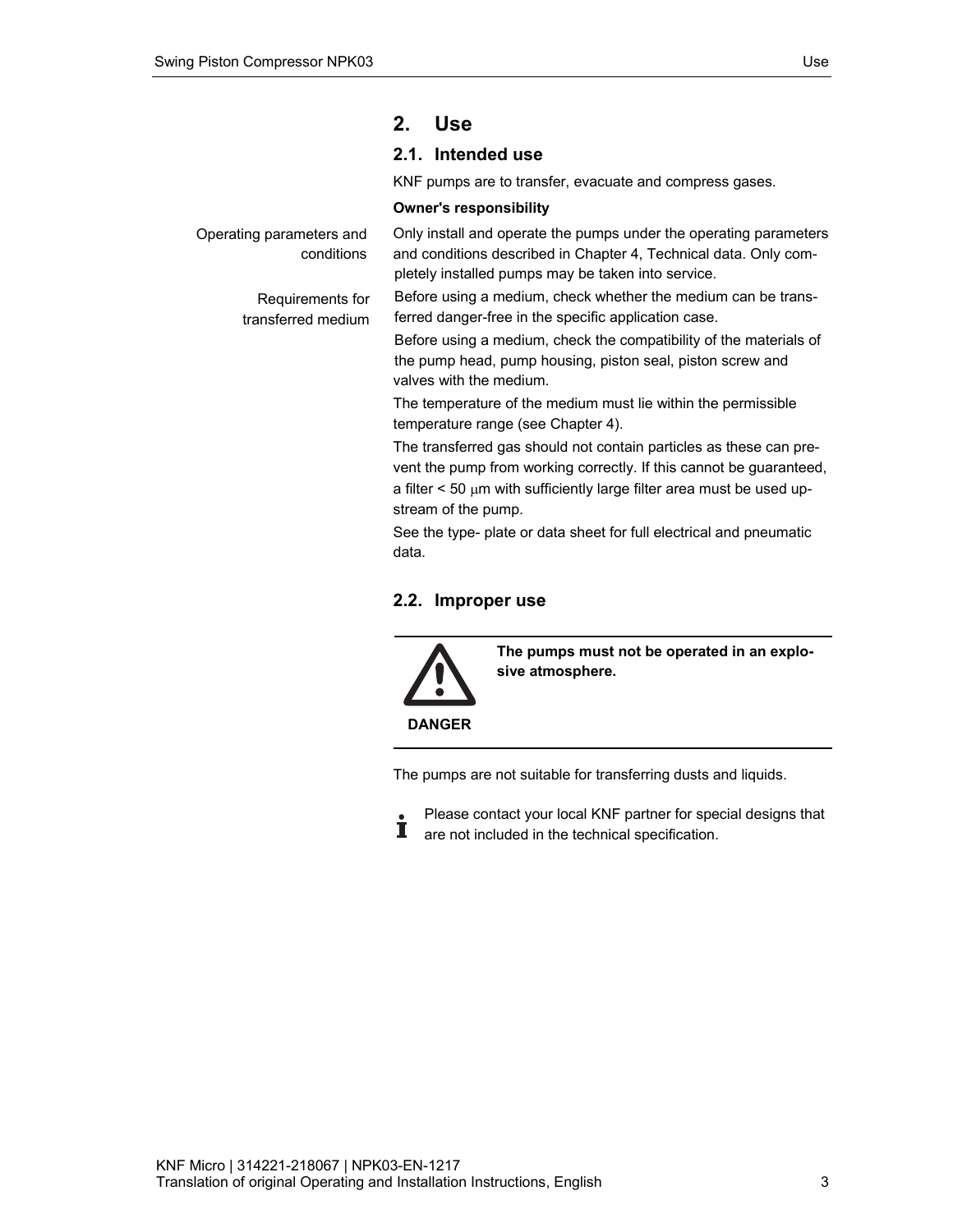# 2. Use

## 2.1. Intended use

KNF pumps are to transfer, evacuate and compress gases.

**Owner's responsibility**

Operating parameters and conditions

Only install and operate the pumps under the operating parameters and conditions described in Chapter 4, Technical data. Only completely installed pumps may be taken into service.

Requirements for transferred medium

Before using a medium, check whether the medium can be transferred danger-free in the specific application case.

Before using a medium, check the compatibility of the materials of the pump head, pump housing, piston seal, piston screw and valves with the medium.

The temperature of the medium must lie within the permissible temperature range (see Chapter 4).

The transferred gas should not contain particles as these can prevent the pump from working correctly. If this cannot be guaranteed, a filter < 50 μm with sufficiently large filter area must be used upstream of the pump.

See the type- plate or data sheet for full electrical and pneumatic data.

## 2.2. Improper use

**DANGER**

**The pumps must not be operated in an explosive atmosphere.**

The pumps are not suitable for transferring dusts and liquids.

Please contact your local KNF partner for special designs that are not included in the technical specification.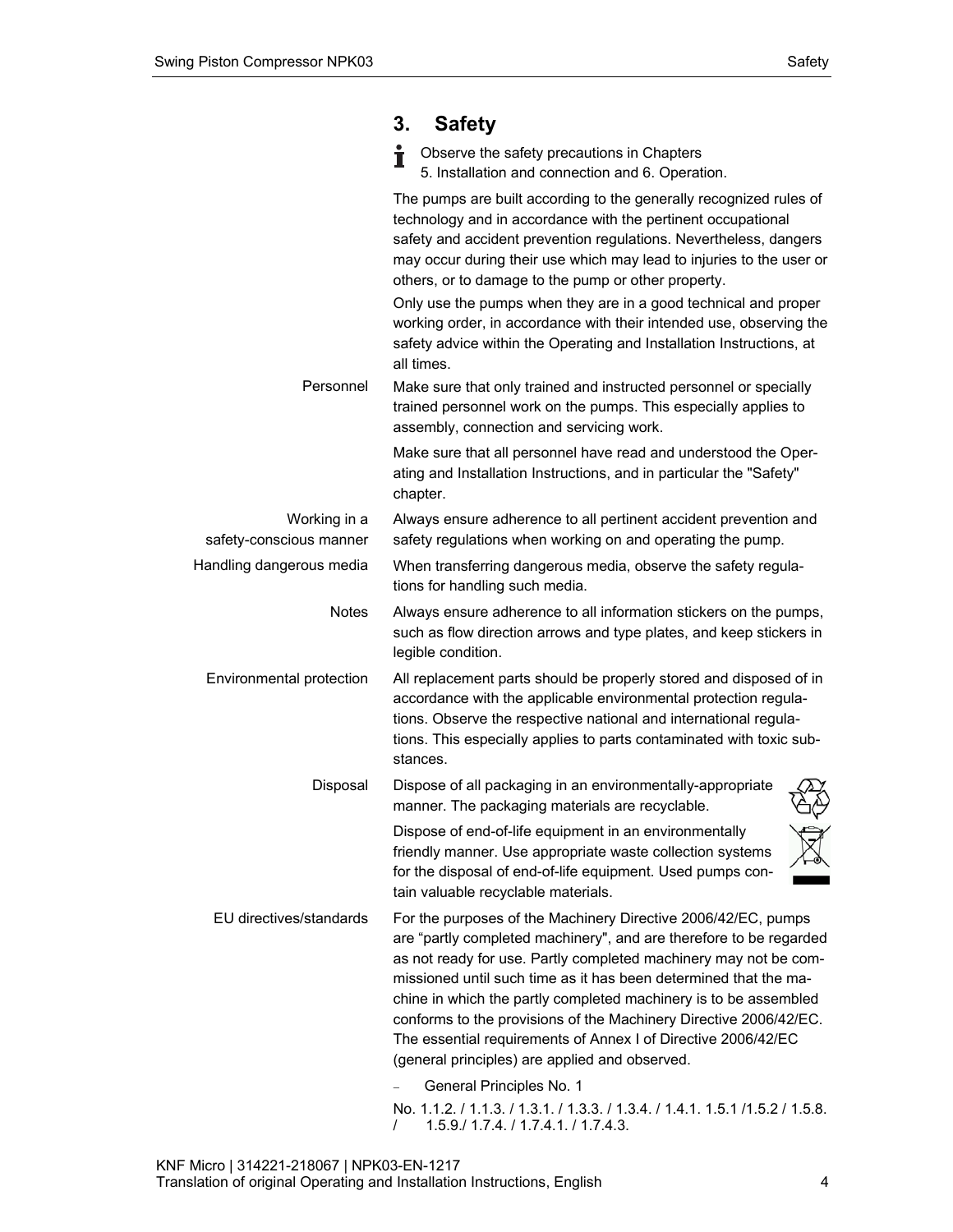## 3. Safety

Observe the safety precautions in Chapters 5. Installation and connection and 6. Operation.

The pumps are built according to the generally recognized rules of technology and in accordance with the pertinent occupational safety and accident prevention regulations. Nevertheless, dangers may occur during their use which may lead to injuries to the user or others, or to damage to the pump or other property.

Only use the pumps when they are in a good technical and proper working order, in accordance with their intended use, observing the safety advice within the Operating and Installation Instructions, at all times.

**Personnel**

Make sure that only trained and instructed personnel or specially trained personnel work on the pumps. This especially applies to assembly, connection and servicing work.

Make sure that all personnel have read and understood the Operating and Installation Instructions, and in particular the "Safety" chapter.

**Working in a safety-conscious manner**

Always ensure adherence to all pertinent accident prevention and safety regulations when working on and operating the pump.

**Handling dangerous media**

When transferring dangerous media, observe the safety regulations for handling such media.

**Notes**

Always ensure adherence to all information stickers on the pumps, such as flow direction arrows and type plates, and keep stickers in legible condition.

**Environmental protection**

All replacement parts should be properly stored and disposed of in accordance with the applicable environmental protection regulations. Observe the respective national and international regulations. This especially applies to parts contaminated with toxic substances.

**Disposal**

Dispose of all packaging in an environmentally-appropriate manner. The packaging materials are recyclable.

Dispose of end-of-life equipment in an environmentally friendly manner. Use appropriate waste collection systems for the disposal of end-of-life equipment. Used pumps contain valuable recyclable materials.

**EU directives/standards**

For the purposes of the Machinery Directive 2006/42/EC, pumps are "partly completed machinery", and are therefore to be regarded as not ready for use. Partly completed machinery may not be commissioned until such time as it has been determined that the machine in which the partly completed machinery is to be assembled conforms to the provisions of the Machinery Directive 2006/42/EC. The essential requirements of Annex I of Directive 2006/42/EC (general principles) are applied and observed.

- General Principles No. 1

No. 1.1.2. / 1.1.3. / 1.3.1. / 1.3.3. / 1.3.4. / 1.4.1. 1.5.1 /1.5.2 / 1.5.8. / 1.5.9./ 1.7.4. / 1.7.4.1. / 1.7.4.3.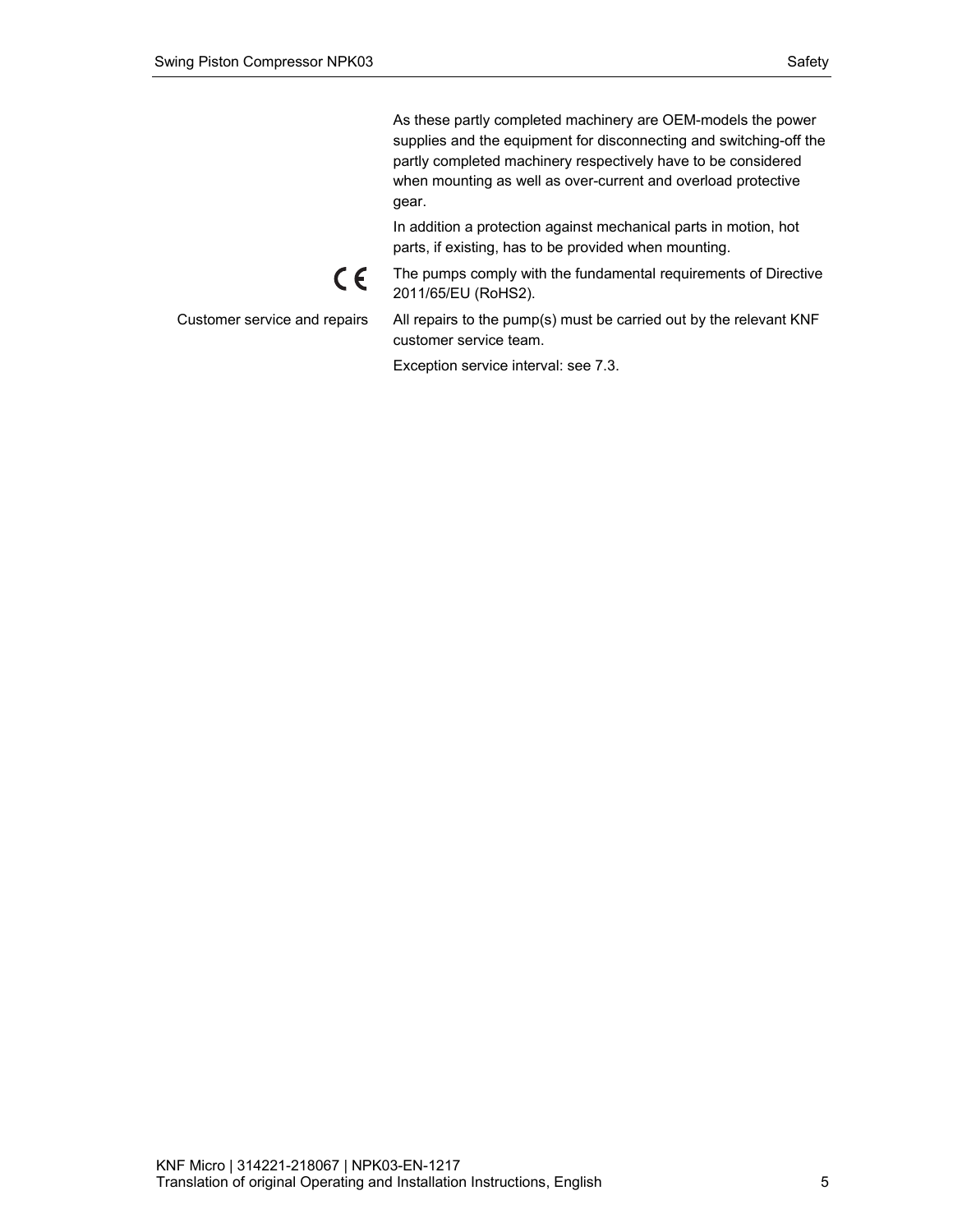As these partly completed machinery are OEM-models the power supplies and the equipment for disconnecting and switching-off the partly completed machinery respectively have to be considered when mounting as well as over-current and overload protective gear.

In addition a protection against mechanical parts in motion, hot parts, if existing, has to be provided when mounting.

CE The pumps comply with the fundamental requirements of Directive 2011/65/EU (RoHS2).

**Customer service and repairs**

All repairs to the pump(s) must be carried out by the relevant KNF customer service team.

Exception service interval: see 7.3.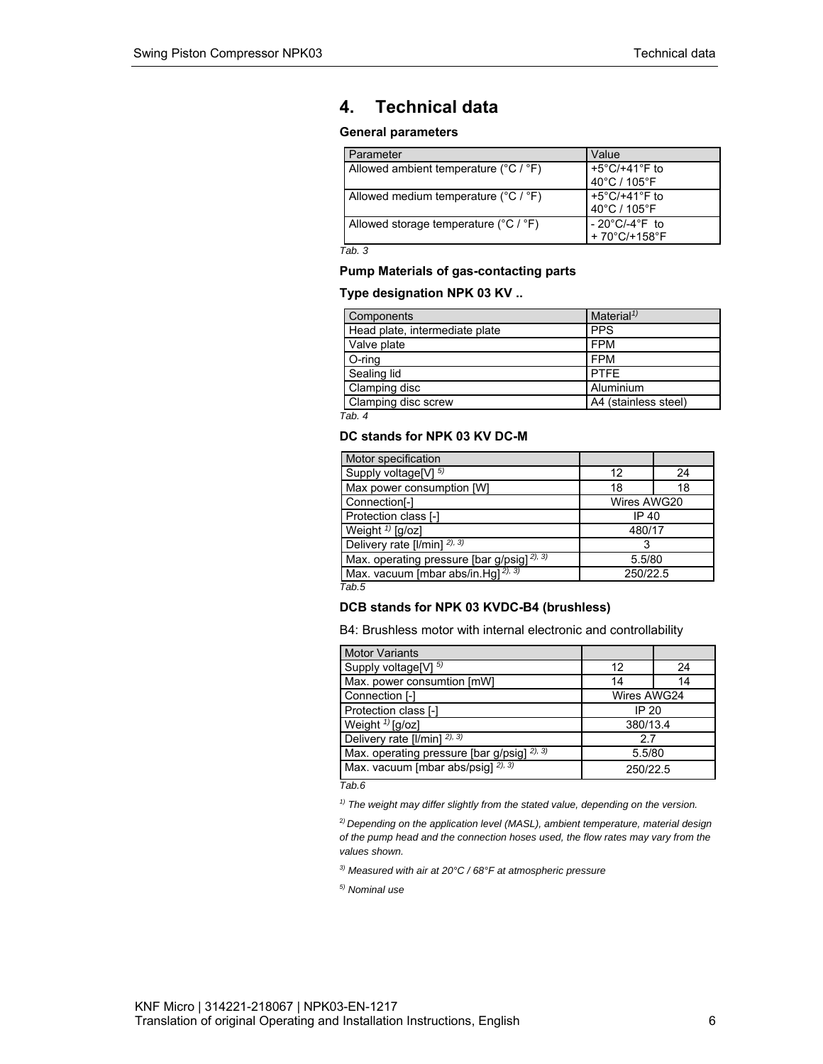# 4. Technical data

**General parameters**

| Parameter | Value |
|---|---|
| Allowed ambient temperature (°C / °F) | +5°C/+41°F to 40°C / 105°F |
| Allowed medium temperature (°C / °F) | +5°C/+41°F to 40°C / 105°F |
| Allowed storage temperature (°C / °F) | - 20°C/-4°F to + 70°C/+158°F |

*Tab. 3*

**Pump Materials of gas-contacting parts**

**Type designation NPK 03 KV ..**

| Components | Material[1] |
|---|---|
| Head plate, intermediate plate | PPS |
| Valve plate | FPM |
| O-ring | FPM |
| Sealing lid | PTFE |
| Clamping disc | Aluminium |
| Clamping disc screw | A4 (stainless steel) |

*Tab. 4*

**DC stands for NPK 03 KV DC-M**

| Motor specification | | |
|---|---|---|
| Supply voltage[V] [5] | 12 | 24 |
| Max power consumption [W] | 18 | 18 |
| Connection[-] | Wires AWG20 | |
| Protection class [-] | IP 40 | |
| Weight [1] [g/oz] | 480/17 | |
| Delivery rate [l/min] [2), 3)] | 3 | |
| Max. operating pressure [bar g/psig] [2), 3)] | 5.5/80 | |
| Max. vacuum [mbar abs/in.Hg] [2), 3)] | 250/22.5 | |

*Tab.5*

**DCB stands for NPK 03 KVDC-B4 (brushless)**

B4: Brushless motor with internal electronic and controllability

| Motor Variants | | |
|---|---|---|
| Supply voltage[V] [5] | 12 | 24 |
| Max. power consumtion [mW] | 14 | 14 |
| Connection [-] | Wires AWG24 | |
| Protection class [-] | IP 20 | |
| Weight [1] [g/oz] | 380/13.4 | |
| Delivery rate [l/min] [2), 3)] | 2.7 | |
| Max. operating pressure [bar g/psig] [2), 3)] | 5.5/80 | |
| Max. vacuum [mbar abs/psig] [2), 3)] | 250/22.5 | |

*Tab.6*

*[1] The weight may differ slightly from the stated value, depending on the version.*

*[2] Depending on the application level (MASL), ambient temperature, material design of the pump head and the connection hoses used, the flow rates may vary from the values shown.*

*[3] Measured with air at 20°C / 68°F at atmospheric pressure*

*[5] Nominal use*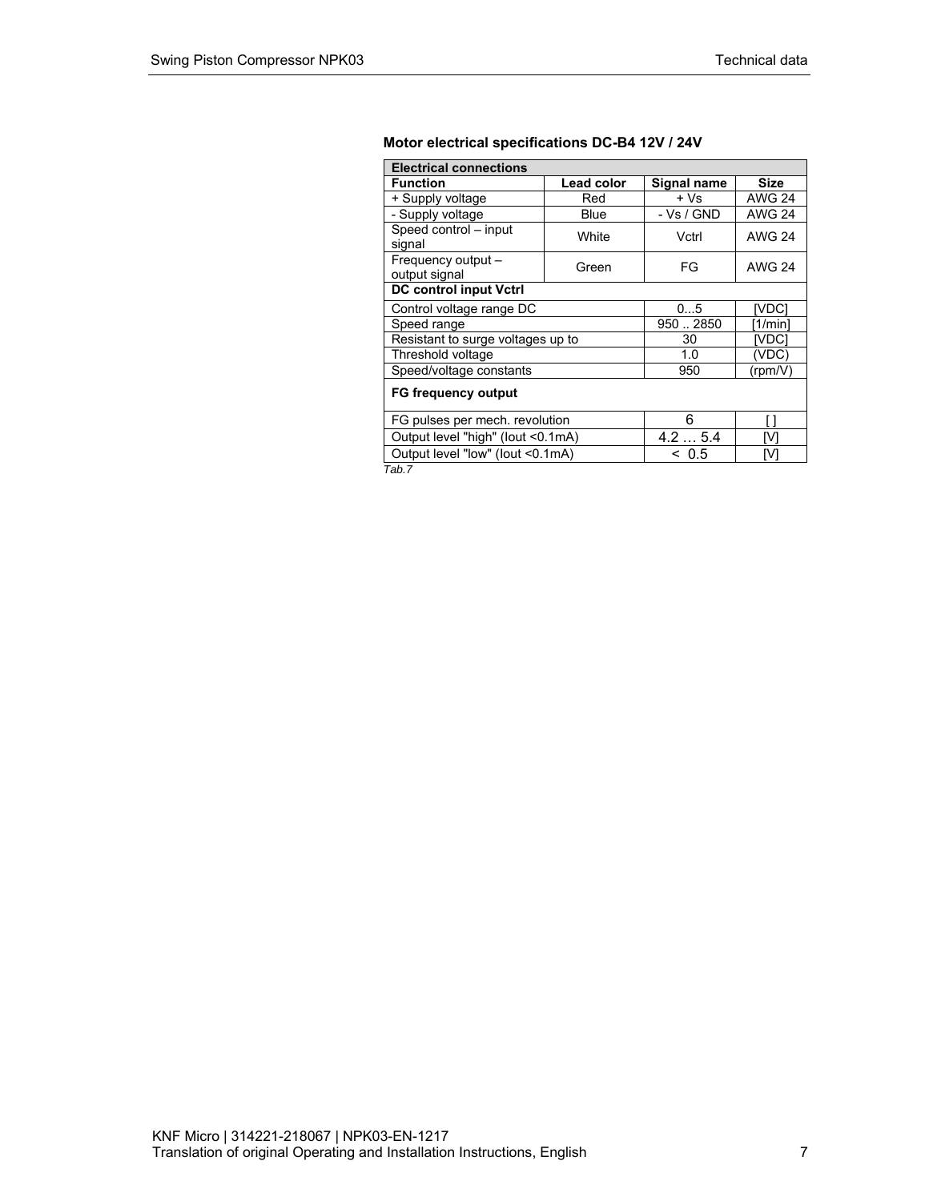**Motor electrical specifications DC-B4 12V / 24V**

| Electrical connections | | | |
|---|---|---|---|
| **Function** | **Lead color** | **Signal name** | **Size** |
| + Supply voltage | Red | + Vs | AWG 24 |
| - Supply voltage | Blue | - Vs / GND | AWG 24 |
| Speed control – input signal | White | Vctrl | AWG 24 |
| Frequency output – output signal | Green | FG | AWG 24 |
| **DC control input Vctrl** | | | |
| Control voltage range DC | | 0...5 | [VDC] |
| Speed range | | 950 .. 2850 | [1/min] |
| Resistant to surge voltages up to | | 30 | [VDC] |
| Threshold voltage | | 1.0 | (VDC) |
| Speed/voltage constants | | 950 | (rpm/V) |
| **FG frequency output** | | | |
| FG pulses per mech. revolution | | 6 | [ ] |
| Output level "high" (Iout <0.1mA) | | 4.2 … 5.4 | [V] |
| Output level "low" (Iout <0.1mA) | | < 0.5 | [V] |

*Tab.7*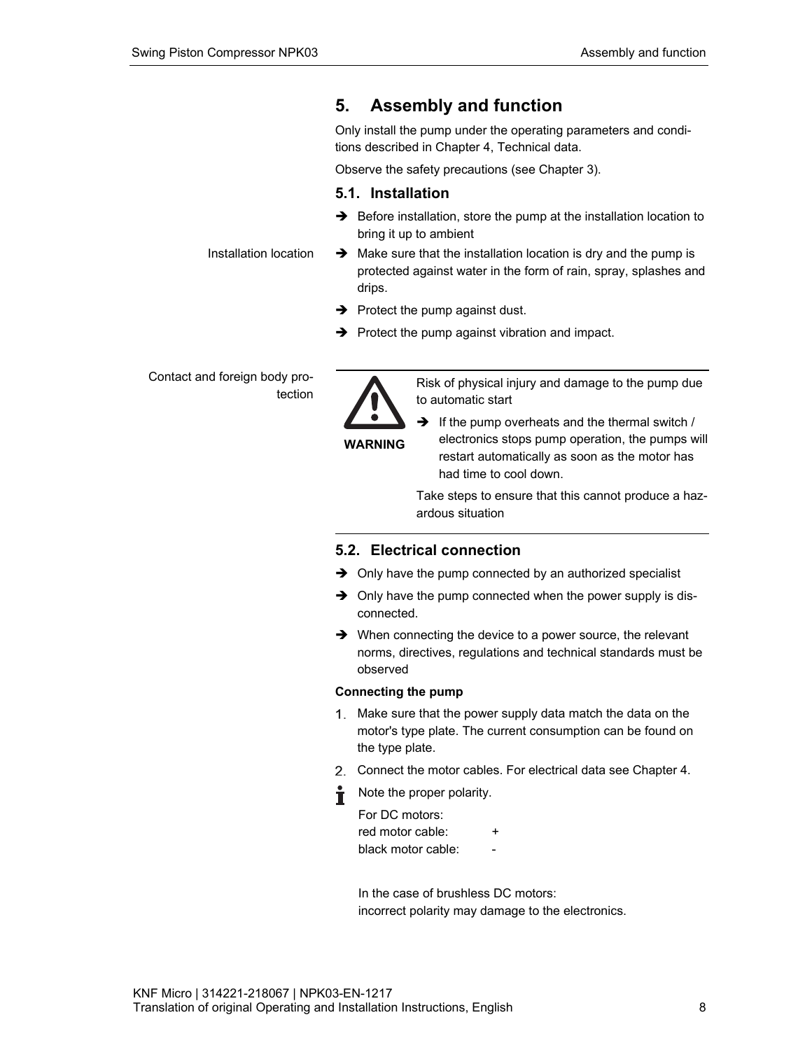# 5. Assembly and function

Only install the pump under the operating parameters and conditions described in Chapter 4, Technical data.

Observe the safety precautions (see Chapter 3).

## 5.1. Installation

- ➔ Before installation, store the pump at the installation location to bring it up to ambient

Installation location

- ➔ Make sure that the installation location is dry and the pump is protected against water in the form of rain, spray, splashes and drips.
- ➔ Protect the pump against dust.
- ➔ Protect the pump against vibration and impact.

Contact and foreign body protection

**WARNING**

Risk of physical injury and damage to the pump due to automatic start

- ➔ If the pump overheats and the thermal switch / electronics stops pump operation, the pumps will restart automatically as soon as the motor has had time to cool down.

Take steps to ensure that this cannot produce a hazardous situation

## 5.2. Electrical connection

- ➔ Only have the pump connected by an authorized specialist
- ➔ Only have the pump connected when the power supply is disconnected.
- ➔ When connecting the device to a power source, the relevant norms, directives, regulations and technical standards must be observed

**Connecting the pump**

1. Make sure that the power supply data match the data on the motor's type plate. The current consumption can be found on the type plate.
2. Connect the motor cables. For electrical data see Chapter 4.

Note the proper polarity.

For DC motors:
red motor cable: +
black motor cable: -

In the case of brushless DC motors:
incorrect polarity may damage to the electronics.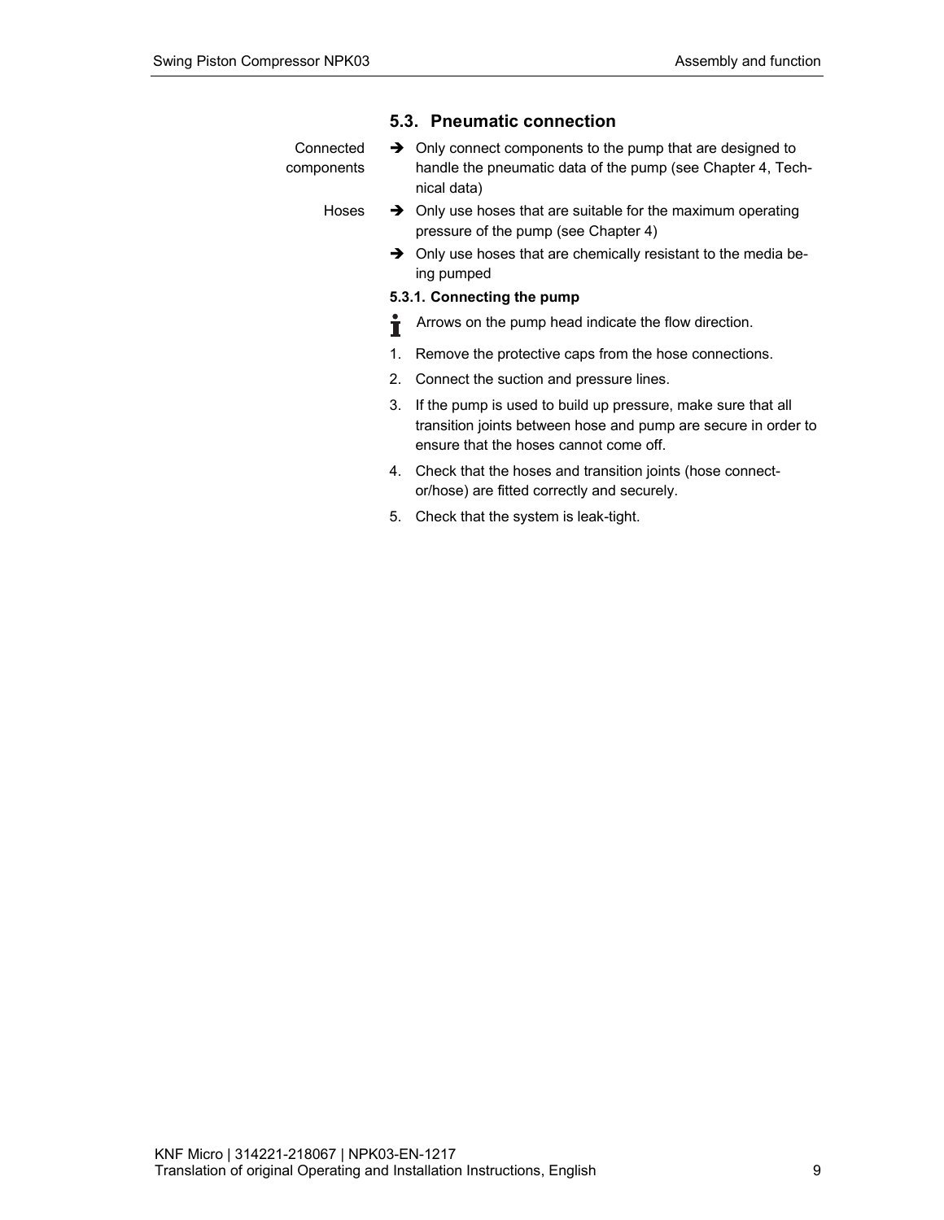## 5.3. Pneumatic connection

Connected components

➔ Only connect components to the pump that are designed to handle the pneumatic data of the pump (see Chapter 4, Technical data)

Hoses

➔ Only use hoses that are suitable for the maximum operating pressure of the pump (see Chapter 4)

➔ Only use hoses that are chemically resistant to the media being pumped

### 5.3.1. Connecting the pump

ℹ Arrows on the pump head indicate the flow direction.

1. Remove the protective caps from the hose connections.
2. Connect the suction and pressure lines.
3. If the pump is used to build up pressure, make sure that all transition joints between hose and pump are secure in order to ensure that the hoses cannot come off.
4. Check that the hoses and transition joints (hose connector/hose) are fitted correctly and securely.
5. Check that the system is leak-tight.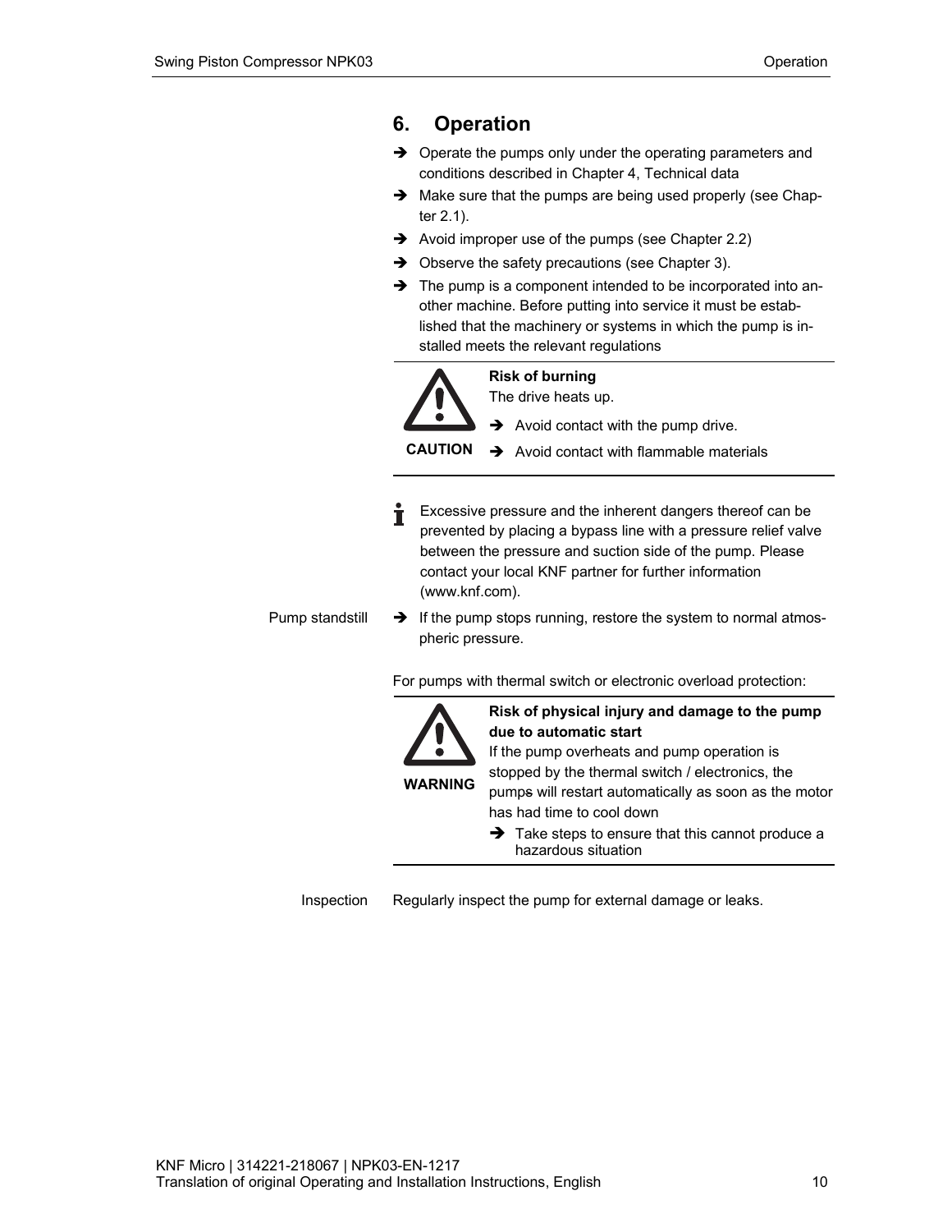# 6. Operation

➔ Operate the pumps only under the operating parameters and conditions described in Chapter 4, Technical data

➔ Make sure that the pumps are being used properly (see Chapter 2.1).

➔ Avoid improper use of the pumps (see Chapter 2.2)

➔ Observe the safety precautions (see Chapter 3).

➔ The pump is a component intended to be incorporated into another machine. Before putting into service it must be established that the machinery or systems in which the pump is installed meets the relevant regulations

---

**CAUTION**

**Risk of burning**

The drive heats up.

➔ Avoid contact with the pump drive.

➔ Avoid contact with flammable materials

---

Excessive pressure and the inherent dangers thereof can be prevented by placing a bypass line with a pressure relief valve between the pressure and suction side of the pump. Please contact your local KNF partner for further information (www.knf.com).

**Pump standstill**

➔ If the pump stops running, restore the system to normal atmospheric pressure.

For pumps with thermal switch or electronic overload protection:

---

**WARNING**

**Risk of physical injury and damage to the pump due to automatic start**

If the pump overheats and pump operation is stopped by the thermal switch / electronics, the pumps will restart automatically as soon as the motor has had time to cool down

➔ Take steps to ensure that this cannot produce a hazardous situation

---

**Inspection**

Regularly inspect the pump for external damage or leaks.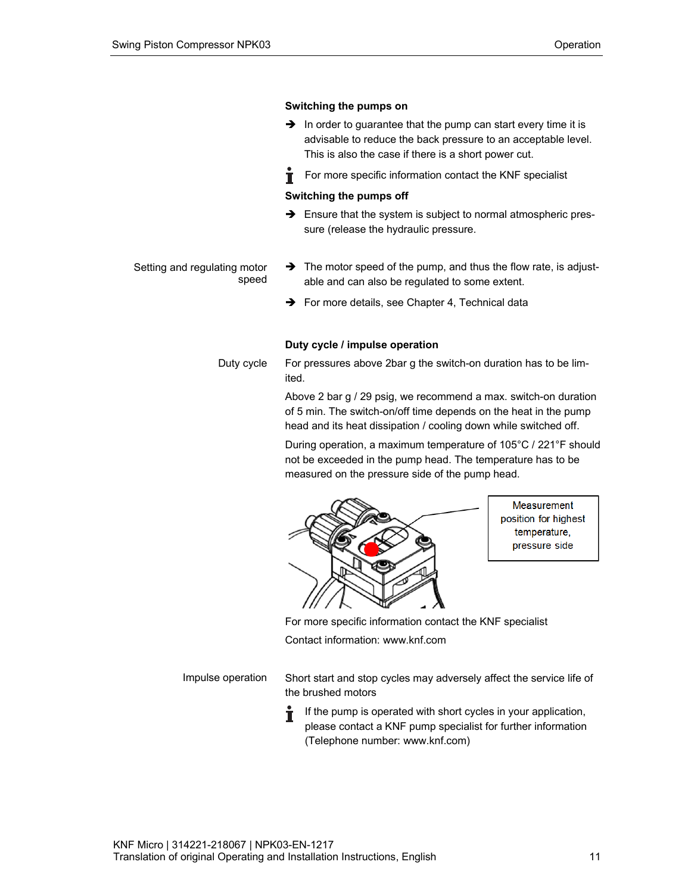**Switching the pumps on**

- ➔ In order to guarantee that the pump can start every time it is advisable to reduce the back pressure to an acceptable level. This is also the case if there is a short power cut.

ℹ For more specific information contact the KNF specialist

**Switching the pumps off**

- ➔ Ensure that the system is subject to normal atmospheric pressure (release the hydraulic pressure.

Setting and regulating motor speed

- ➔ The motor speed of the pump, and thus the flow rate, is adjustable and can also be regulated to some extent.
- ➔ For more details, see Chapter 4, Technical data

**Duty cycle / impulse operation**

Duty cycle

For pressures above 2bar g the switch-on duration has to be limited.

Above 2 bar g / 29 psig, we recommend a max. switch-on duration of 5 min. The switch-on/off time depends on the heat in the pump head and its heat dissipation / cooling down while switched off.

During operation, a maximum temperature of 105°C / 221°F should not be exceeded in the pump head. The temperature has to be measured on the pressure side of the pump head.

Measurement position for highest temperature, pressure side

For more specific information contact the KNF specialist

Contact information: www.knf.com

Impulse operation

Short start and stop cycles may adversely affect the service life of the brushed motors

ℹ If the pump is operated with short cycles in your application, please contact a KNF pump specialist for further information (Telephone number: www.knf.com)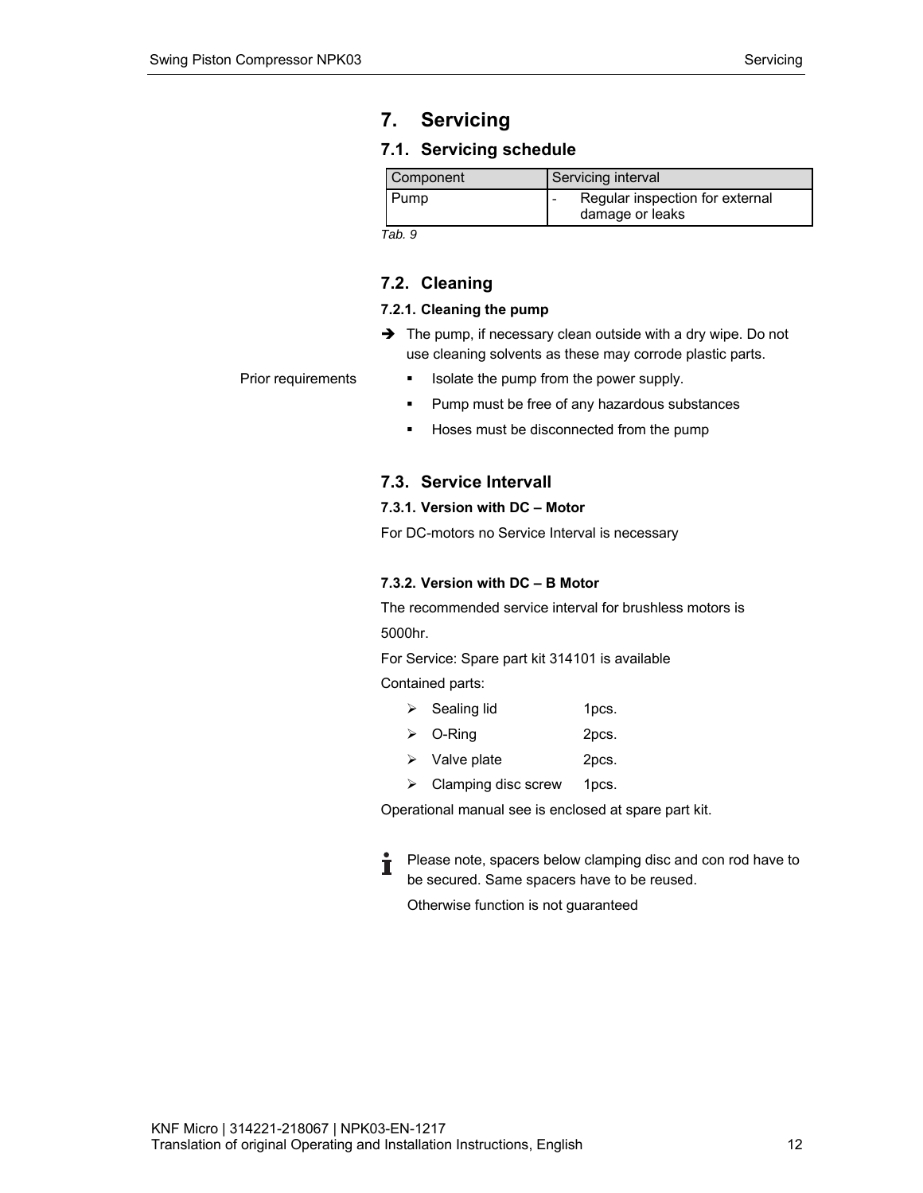# 7. Servicing

## 7.1. Servicing schedule

| Component | Servicing interval |
|---|---|
| Pump | - Regular inspection for external damage or leaks |

*Tab. 9*

## 7.2. Cleaning

### 7.2.1. Cleaning the pump

➔ The pump, if necessary clean outside with a dry wipe. Do not use cleaning solvents as these may corrode plastic parts.

Prior requirements

- Isolate the pump from the power supply.
- Pump must be free of any hazardous substances
- Hoses must be disconnected from the pump

## 7.3. Service Intervall

### 7.3.1. Version with DC – Motor

For DC-motors no Service Interval is necessary

### 7.3.2. Version with DC – B Motor

The recommended service interval for brushless motors is 5000hr.

For Service: Spare part kit 314101 is available

Contained parts:

- Sealing lid 1pcs.
- O-Ring 2pcs.
- Valve plate 2pcs.
- Clamping disc screw 1pcs.

Operational manual see is enclosed at spare part kit.

Please note, spacers below clamping disc and con rod have to be secured. Same spacers have to be reused.

Otherwise function is not guaranteed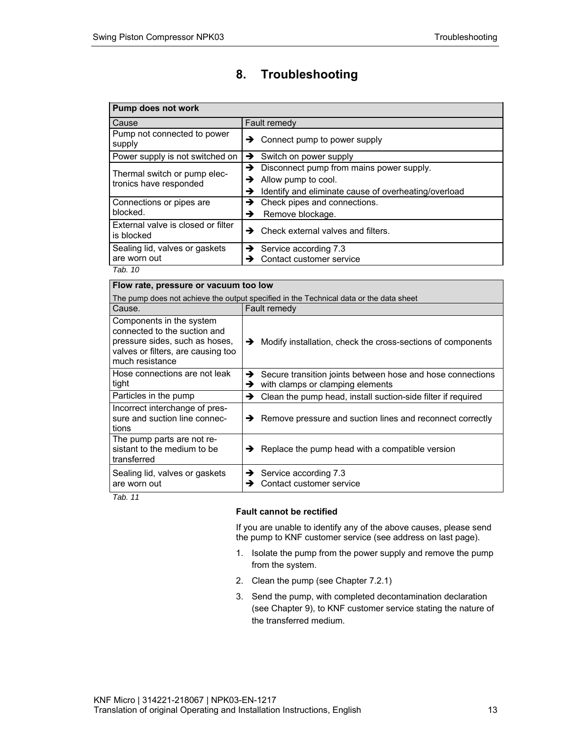# 8. Troubleshooting

| Pump does not work | |
|---|---|
| Cause | Fault remedy |
| Pump not connected to power supply | ➔ Connect pump to power supply |
| Power supply is not switched on | ➔ Switch on power supply |
| Thermal switch or pump electronics have responded | ➔ Disconnect pump from mains power supply.<br>➔ Allow pump to cool.<br>➔ Identify and eliminate cause of overheating/overload |
| Connections or pipes are blocked. | ➔ Check pipes and connections.<br>➔ Remove blockage. |
| External valve is closed or filter is blocked | ➔ Check external valves and filters. |
| Sealing lid, valves or gaskets are worn out | ➔ Service according 7.3<br>➔ Contact customer service |

*Tab. 10*

| Flow rate, pressure or vacuum too low<br>The pump does not achieve the output specified in the Technical data or the data sheet | |
|---|---|
| Cause. | Fault remedy |
| Components in the system connected to the suction and pressure sides, such as hoses, valves or filters, are causing too much resistance | ➔ Modify installation, check the cross-sections of components |
| Hose connections are not leak tight | ➔ Secure transition joints between hose and hose connections<br>➔ with clamps or clamping elements |
| Particles in the pump | ➔ Clean the pump head, install suction-side filter if required |
| Incorrect interchange of pressure and suction line connections | ➔ Remove pressure and suction lines and reconnect correctly |
| The pump parts are not resistant to the medium to be transferred | ➔ Replace the pump head with a compatible version |
| Sealing lid, valves or gaskets are worn out | ➔ Service according 7.3<br>➔ Contact customer service |

*Tab. 11*

**Fault cannot be rectified**

If you are unable to identify any of the above causes, please send the pump to KNF customer service (see address on last page).

1. Isolate the pump from the power supply and remove the pump from the system.
2. Clean the pump (see Chapter 7.2.1)
3. Send the pump, with completed decontamination declaration (see Chapter 9), to KNF customer service stating the nature of the transferred medium.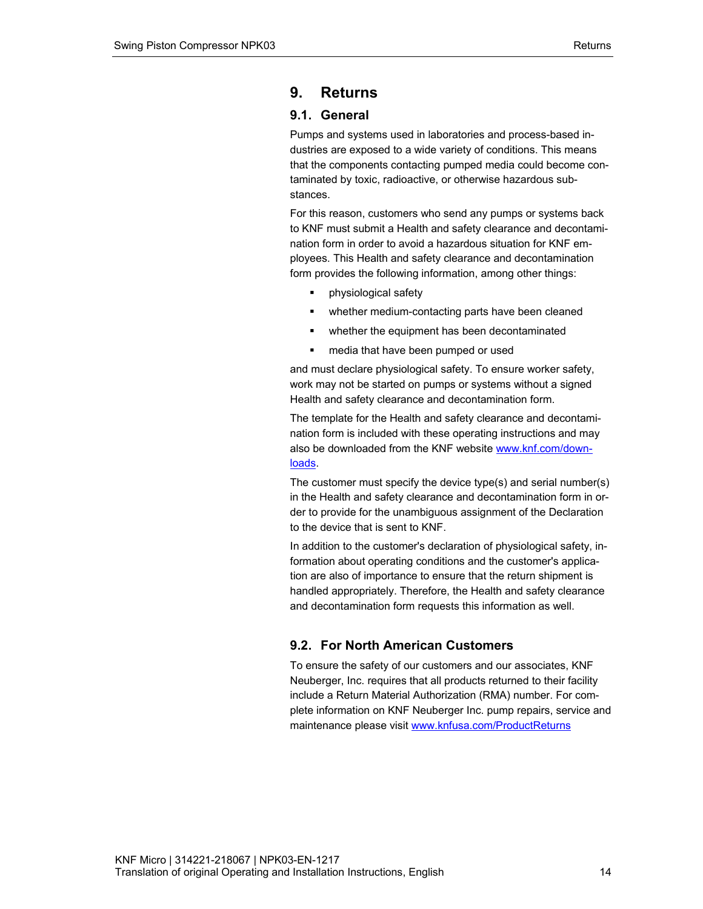# 9. Returns

## 9.1. General

Pumps and systems used in laboratories and process-based industries are exposed to a wide variety of conditions. This means that the components contacting pumped media could become contaminated by toxic, radioactive, or otherwise hazardous substances.

For this reason, customers who send any pumps or systems back to KNF must submit a Health and safety clearance and decontamination form in order to avoid a hazardous situation for KNF employees. This Health and safety clearance and decontamination form provides the following information, among other things:

- physiological safety
- whether medium-contacting parts have been cleaned
- whether the equipment has been decontaminated
- media that have been pumped or used

and must declare physiological safety. To ensure worker safety, work may not be started on pumps or systems without a signed Health and safety clearance and decontamination form.

The template for the Health and safety clearance and decontamination form is included with these operating instructions and may also be downloaded from the KNF website [www.knf.com/downloads](www.knf.com/downloads).

The customer must specify the device type(s) and serial number(s) in the Health and safety clearance and decontamination form in order to provide for the unambiguous assignment of the Declaration to the device that is sent to KNF.

In addition to the customer's declaration of physiological safety, information about operating conditions and the customer's application are also of importance to ensure that the return shipment is handled appropriately. Therefore, the Health and safety clearance and decontamination form requests this information as well.

## 9.2. For North American Customers

To ensure the safety of our customers and our associates, KNF Neuberger, Inc. requires that all products returned to their facility include a Return Material Authorization (RMA) number. For complete information on KNF Neuberger Inc. pump repairs, service and maintenance please visit [www.knfusa.com/ProductReturns](www.knfusa.com/ProductReturns)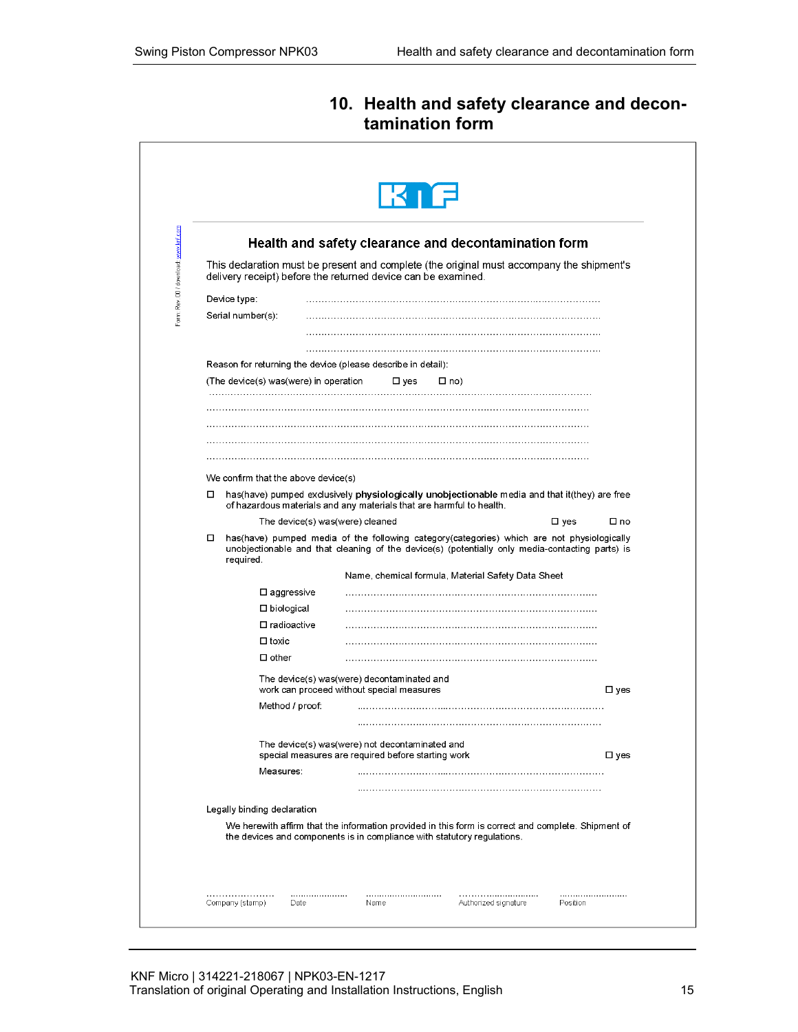# 10. Health and safety clearance and decontamination form

KNF

## Health and safety clearance and decontamination form

This declaration must be present and complete (the original must accompany the shipment's delivery receipt) before the returned device can be examined.

Device type: ..........................................................................................

Serial number(s): ..........................................................................................

..........................................................................................

..........................................................................................

Reason for returning the device (please describe in detail):

(The device(s) was(were) in operation ☐ yes ☐ no)

..........................................................................................

..........................................................................................

..........................................................................................

..........................................................................................

..........................................................................................

We confirm that the above device(s)

☐ has(have) pumped exclusively **physiologically unobjectionable** media and that it(they) are free of hazardous materials and any materials that are harmful to health.

The device(s) was(were) cleaned ☐ yes ☐ no

☐ has(have) pumped media of the following category(categories) which are not physiologically unobjectionable and that cleaning of the device(s) (potentially only media-contacting parts) is required.

Name, chemical formula, Material Safety Data Sheet

☐ aggressive ..........................................................................................

☐ biological ..........................................................................................

☐ radioactive ..........................................................................................

☐ toxic ..........................................................................................

☐ other ..........................................................................................

The device(s) was(were) decontaminated and work can proceed without special measures ☐ yes

Method / proof: ..........................................................................................

..........................................................................................

The device(s) was(were) not decontaminated and special measures are required before starting work ☐ yes

Measures: ..........................................................................................

..........................................................................................

Legally binding declaration

We herewith affirm that the information provided in this form is correct and complete. Shipment of the devices and components is in compliance with statutory regulations.

| ...................... | ...................... | ...................... | ...................... | ...................... |
|---|---|---|---|---|
| Company (stamp) | Date | Name | Authorized signature | Position |

Form Rev 00 / download www.knf.com

KNF Micro | 314221-218067 | NPK03-EN-1217

Translation of original Operating and Installation Instructions, English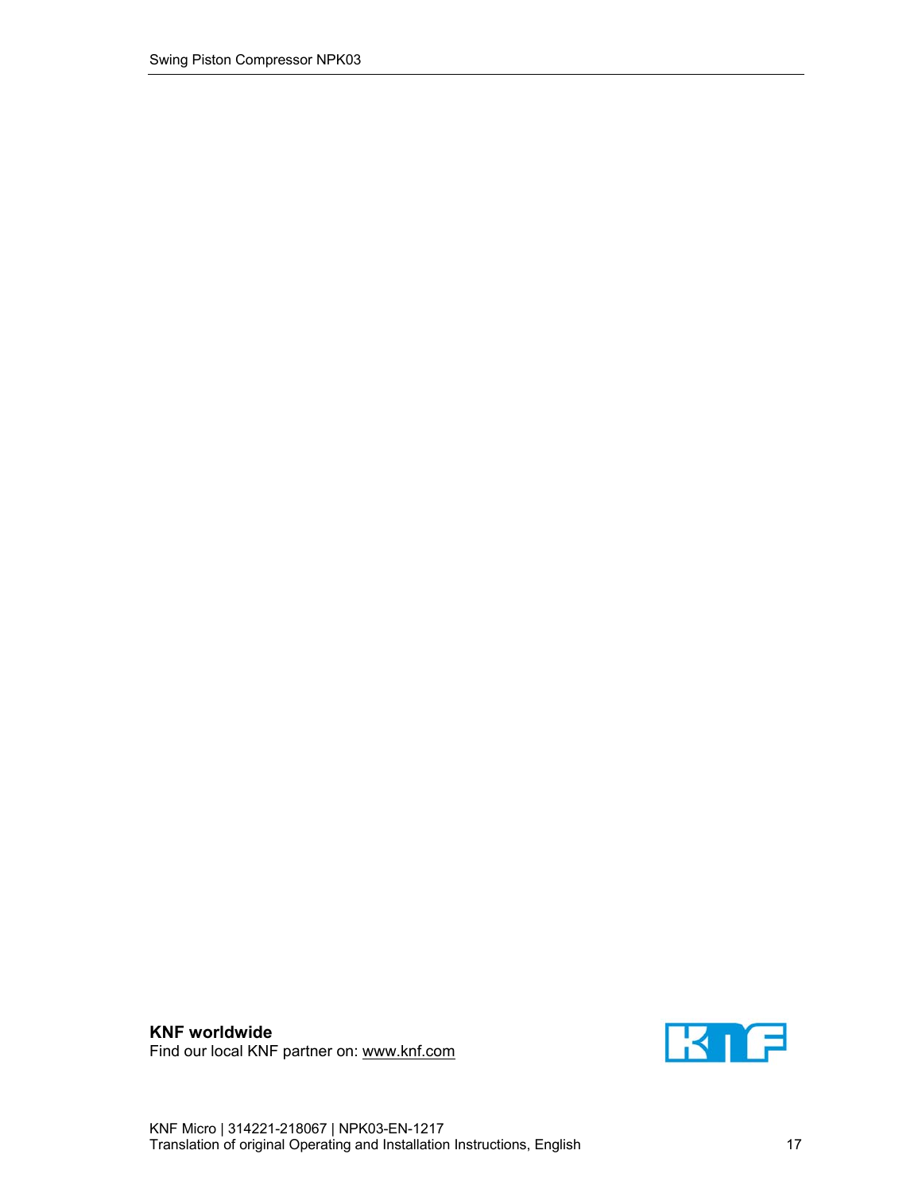**KNF worldwide**

Find our local KNF partner on: www.knf.com

KNF Micro | 314221-218067 | NPK03-EN-1217

Translation of original Operating and Installation Instructions, English